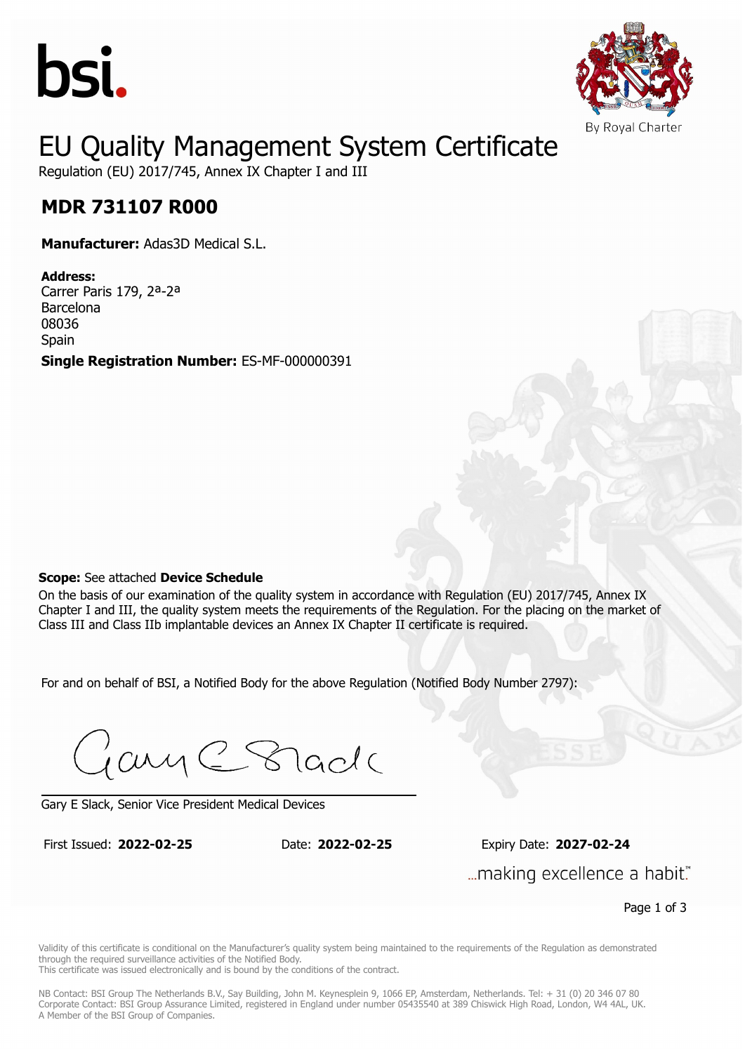bsi.

By Royal Charter

# EU Quality Management System Certificate

Regulation (EU) 2017/745, Annex IX Chapter I and III

## MDR 731107 R000

**Manufacturer:** Adas3D Medical S.L.

**Address:**
Carrer Paris 179, 2ª-2ª
Barcelona
08036
Spain

**Single Registration Number:** ES-MF-000000391

**Scope:** See attached **Device Schedule**

On the basis of our examination of the quality system in accordance with Regulation (EU) 2017/745, Annex IX Chapter I and III, the quality system meets the requirements of the Regulation. For the placing on the market of Class III and Class IIb implantable devices an Annex IX Chapter II certificate is required.

For and on behalf of BSI, a Notified Body for the above Regulation (Notified Body Number 2797):

Gary E Slack, Senior Vice President Medical Devices

First Issued: **2022-02-25** Date: **2022-02-25** Expiry Date: **2027-02-24**

...making excellence a habit.™

Validity of this certificate is conditional on the Manufacturer's quality system being maintained to the requirements of the Regulation as demonstrated through the required surveillance activities of the Notified Body.
This certificate was issued electronically and is bound by the conditions of the contract.

NB Contact: BSI Group The Netherlands B.V., Say Building, John M. Keynesplein 9, 1066 EP, Amsterdam, Netherlands. Tel: + 31 (0) 20 346 07 80
Corporate Contact: BSI Group Assurance Limited, registered in England under number 05435540 at 389 Chiswick High Road, London, W4 4AL, UK.
A Member of the BSI Group of Companies.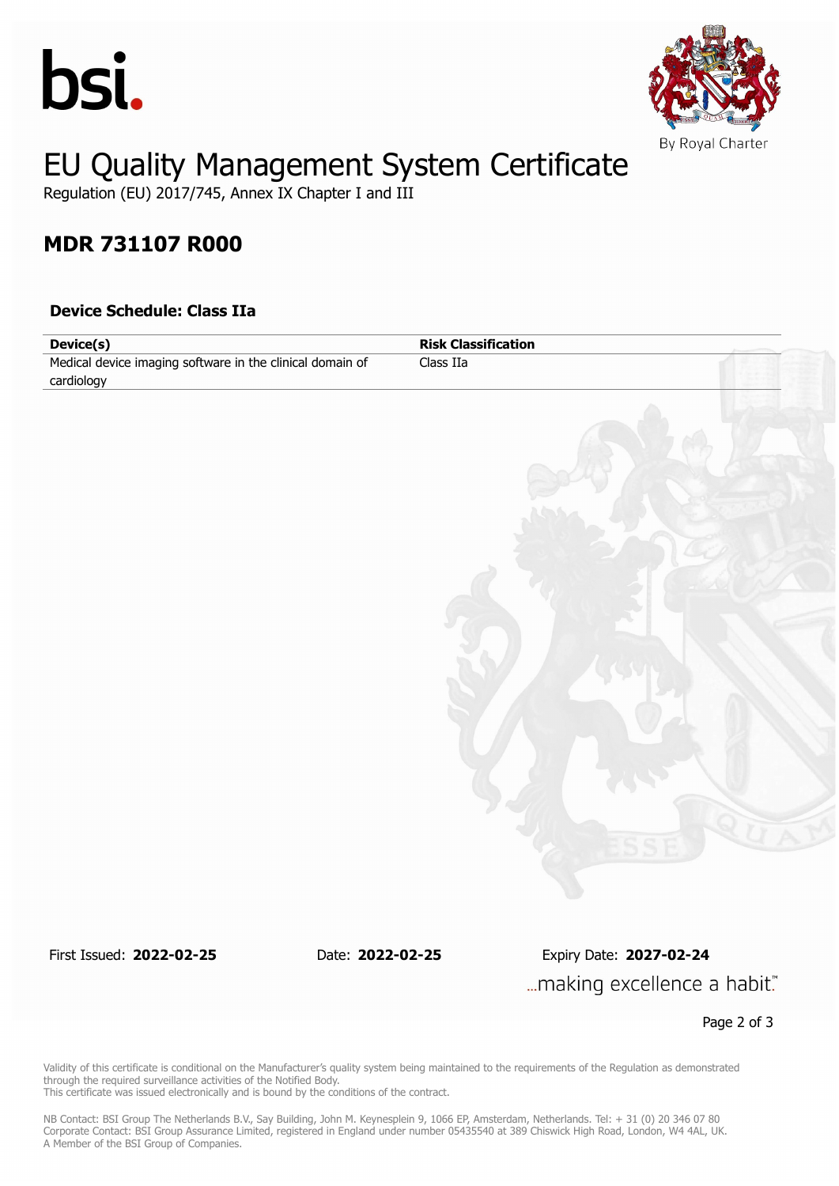bsi.

By Royal Charter

# EU Quality Management System Certificate

Regulation (EU) 2017/745, Annex IX Chapter I and III

## MDR 731107 R000

### Device Schedule: Class IIa

| Device(s) | Risk Classification |
| --- | --- |
| Medical device imaging software in the clinical domain of cardiology | Class IIa |

First Issued: **2022-02-25** Date: **2022-02-25** Expiry Date: **2027-02-24**

...making excellence a habit.™

Validity of this certificate is conditional on the Manufacturer's quality system being maintained to the requirements of the Regulation as demonstrated through the required surveillance activities of the Notified Body.
This certificate was issued electronically and is bound by the conditions of the contract.

NB Contact: BSI Group The Netherlands B.V., Say Building, John M. Keynesplein 9, 1066 EP, Amsterdam, Netherlands. Tel: + 31 (0) 20 346 07 80
Corporate Contact: BSI Group Assurance Limited, registered in England under number 05435540 at 389 Chiswick High Road, London, W4 4AL, UK.
A Member of the BSI Group of Companies.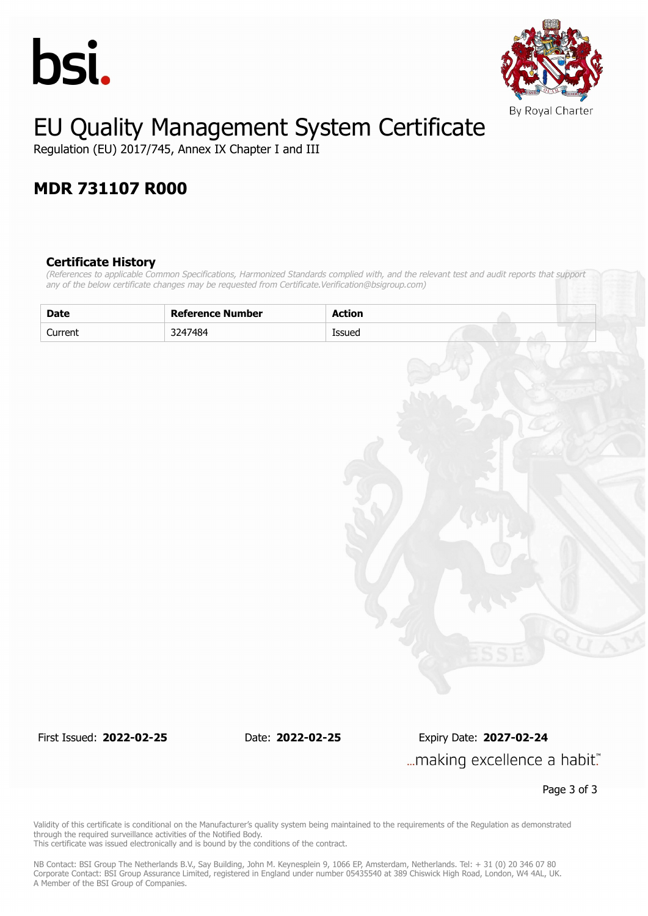# EU Quality Management System Certificate

Regulation (EU) 2017/745, Annex IX Chapter I and III

## MDR 731107 R000

### Certificate History

*(References to applicable Common Specifications, Harmonized Standards complied with, and the relevant test and audit reports that support any of the below certificate changes may be requested from Certificate.Verification@bsigroup.com)*

| Date | Reference Number | Action |
| --- | --- | --- |
| Current | 3247484 | Issued |

First Issued: **2022-02-25** Date: **2022-02-25** Expiry Date: **2027-02-24**

...making excellence a habit.™

Validity of this certificate is conditional on the Manufacturer's quality system being maintained to the requirements of the Regulation as demonstrated through the required surveillance activities of the Notified Body.
This certificate was issued electronically and is bound by the conditions of the contract.

NB Contact: BSI Group The Netherlands B.V., Say Building, John M. Keynesplein 9, 1066 EP, Amsterdam, Netherlands. Tel: + 31 (0) 20 346 07 80
Corporate Contact: BSI Group Assurance Limited, registered in England under number 05435540 at 389 Chiswick High Road, London, W4 4AL, UK.
A Member of the BSI Group of Companies.